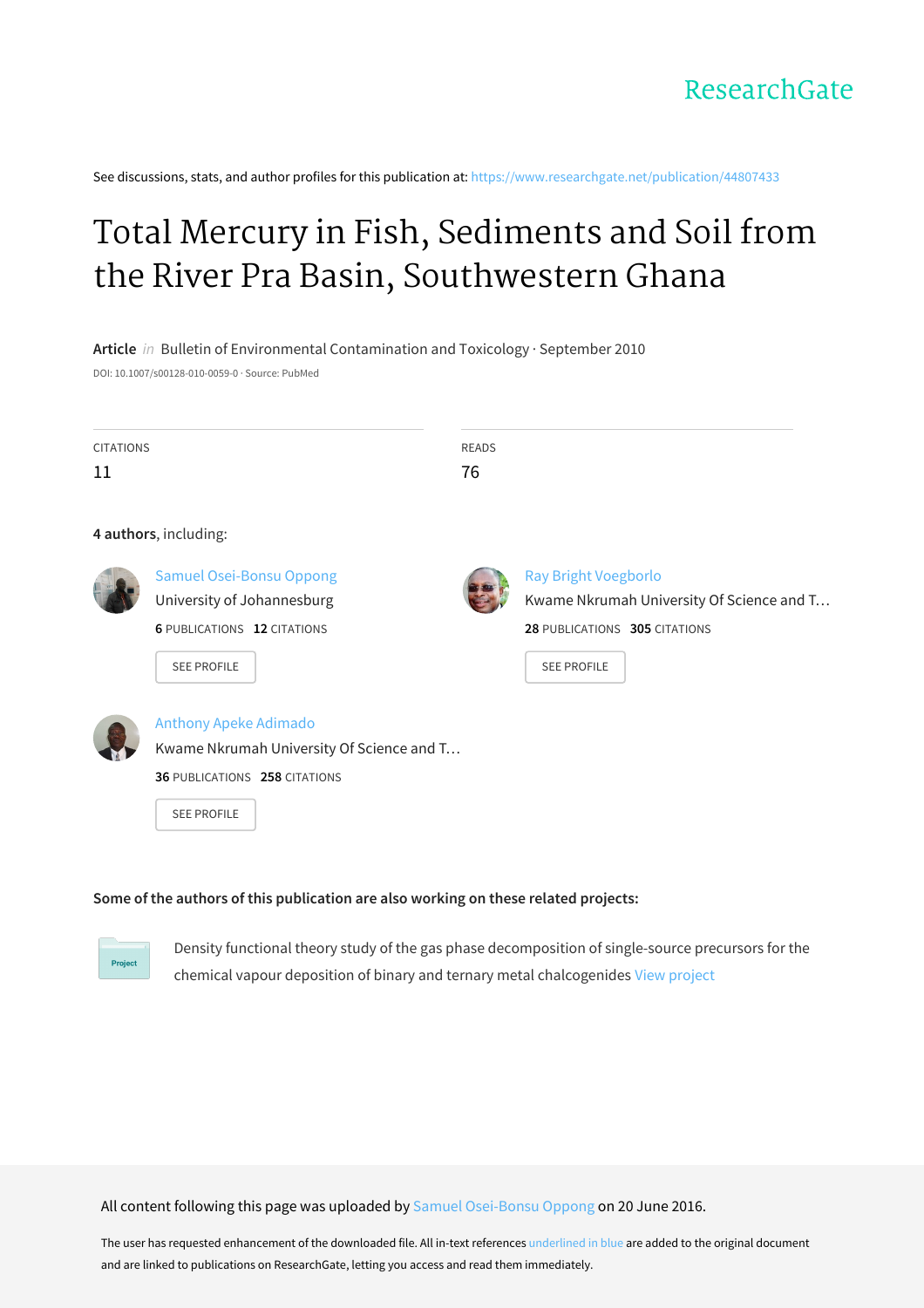ResearchGate

See discussions, stats, and author profiles for this publication at: https://www.researchgate.net/publication/44807433

# Total Mercury in Fish, Sediments and Soil from the River Pra Basin, Southwestern Ghana

**Article** *in* Bulletin of Environmental Contamination and Toxicology · September 2010

DOI: 10.1007/s00128-010-0059-0 · Source: PubMed

| CITATIONS | READS |
| --- | --- |
| 11 | 76 |

**4 authors**, including:

**Samuel Osei-Bonsu Oppong**
University of Johannesburg
6 PUBLICATIONS 12 CITATIONS
SEE PROFILE

**Ray Bright Voegborlo**
Kwame Nkrumah University Of Science and T…
28 PUBLICATIONS 305 CITATIONS
SEE PROFILE

**Anthony Apeke Adimado**
Kwame Nkrumah University Of Science and T…
36 PUBLICATIONS 258 CITATIONS
SEE PROFILE

**Some of the authors of this publication are also working on these related projects:**

Project: Density functional theory study of the gas phase decomposition of single-source precursors for the chemical vapour deposition of binary and ternary metal chalcogenides View project

All content following this page was uploaded by Samuel Osei-Bonsu Oppong on 20 June 2016.

The user has requested enhancement of the downloaded file. All in-text references underlined in blue are added to the original document and are linked to publications on ResearchGate, letting you access and read them immediately.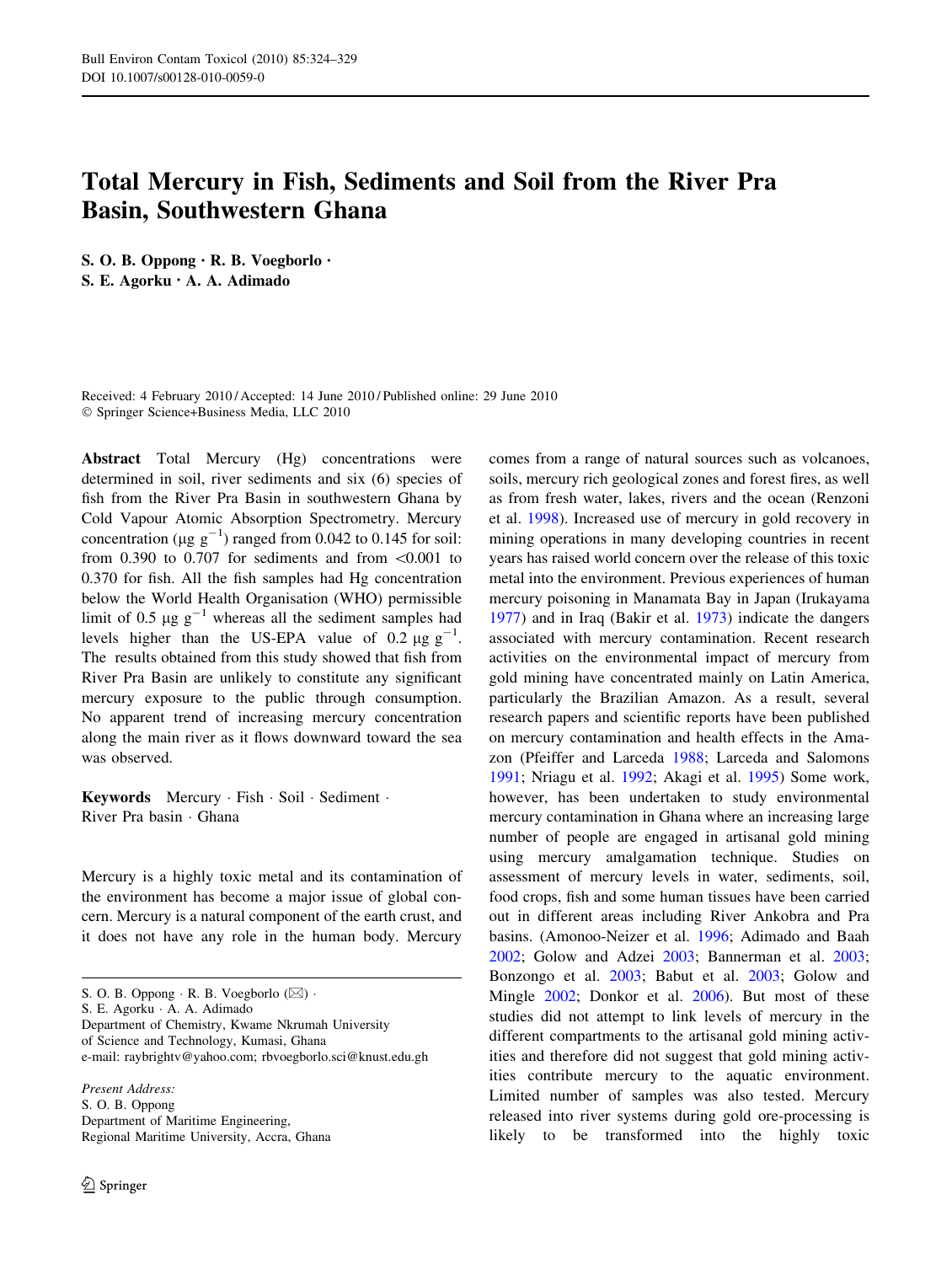# Total Mercury in Fish, Sediments and Soil from the River Pra Basin, Southwestern Ghana

**S. O. B. Oppong · R. B. Voegborlo · S. E. Agorku · A. A. Adimado**

Received: 4 February 2010 / Accepted: 14 June 2010 / Published online: 29 June 2010
© Springer Science+Business Media, LLC 2010

**Abstract** Total Mercury (Hg) concentrations were determined in soil, river sediments and six (6) species of fish from the River Pra Basin in southwestern Ghana by Cold Vapour Atomic Absorption Spectrometry. Mercury concentration ($\mu g\ g^{-1}$) ranged from 0.042 to 0.145 for soil: from 0.390 to 0.707 for sediments and from <0.001 to 0.370 for fish. All the fish samples had Hg concentration below the World Health Organisation (WHO) permissible limit of 0.5 $\mu g\ g^{-1}$ whereas all the sediment samples had levels higher than the US-EPA value of 0.2 $\mu g\ g^{-1}$. The results obtained from this study showed that fish from River Pra Basin are unlikely to constitute any significant mercury exposure to the public through consumption. No apparent trend of increasing mercury concentration along the main river as it flows downward toward the sea was observed.

**Keywords** Mercury · Fish · Soil · Sediment · River Pra basin · Ghana

Mercury is a highly toxic metal and its contamination of the environment has become a major issue of global concern. Mercury is a natural component of the earth crust, and it does not have any role in the human body. Mercury comes from a range of natural sources such as volcanoes, soils, mercury rich geological zones and forest fires, as well as from fresh water, lakes, rivers and the ocean (Renzoni et al. 1998). Increased use of mercury in gold recovery in mining operations in many developing countries in recent years has raised world concern over the release of this toxic metal into the environment. Previous experiences of human mercury poisoning in Manamata Bay in Japan (Irukayama 1977) and in Iraq (Bakir et al. 1973) indicate the dangers associated with mercury contamination. Recent research activities on the environmental impact of mercury from gold mining have concentrated mainly on Latin America, particularly the Brazilian Amazon. As a result, several research papers and scientific reports have been published on mercury contamination and health effects in the Amazon (Pfeiffer and Larceda 1988; Larceda and Salomons 1991; Nriagu et al. 1992; Akagi et al. 1995) Some work, however, has been undertaken to study environmental mercury contamination in Ghana where an increasing large number of people are engaged in artisanal gold mining using mercury amalgamation technique. Studies on assessment of mercury levels in water, sediments, soil, food crops, fish and some human tissues have been carried out in different areas including River Ankobra and Pra basins. (Amonoo-Neizer et al. 1996; Adimado and Baah 2002; Golow and Adzei 2003; Bannerman et al. 2003; Bonzongo et al. 2003; Babut et al. 2003; Golow and Mingle 2002; Donkor et al. 2006). But most of these studies did not attempt to link levels of mercury in the different compartments to the artisanal gold mining activities and therefore did not suggest that gold mining activities contribute mercury to the aquatic environment. Limited number of samples was also tested. Mercury released into river systems during gold ore-processing is likely to be transformed into the highly toxic

S. O. B. Oppong · R. B. Voegborlo (✉) ·
S. E. Agorku · A. A. Adimado
Department of Chemistry, Kwame Nkrumah University of Science and Technology, Kumasi, Ghana
e-mail: raybrightv@yahoo.com; rbvoegborlo.sci@knust.edu.gh

*Present Address:*
S. O. B. Oppong
Department of Maritime Engineering,
Regional Maritime University, Accra, Ghana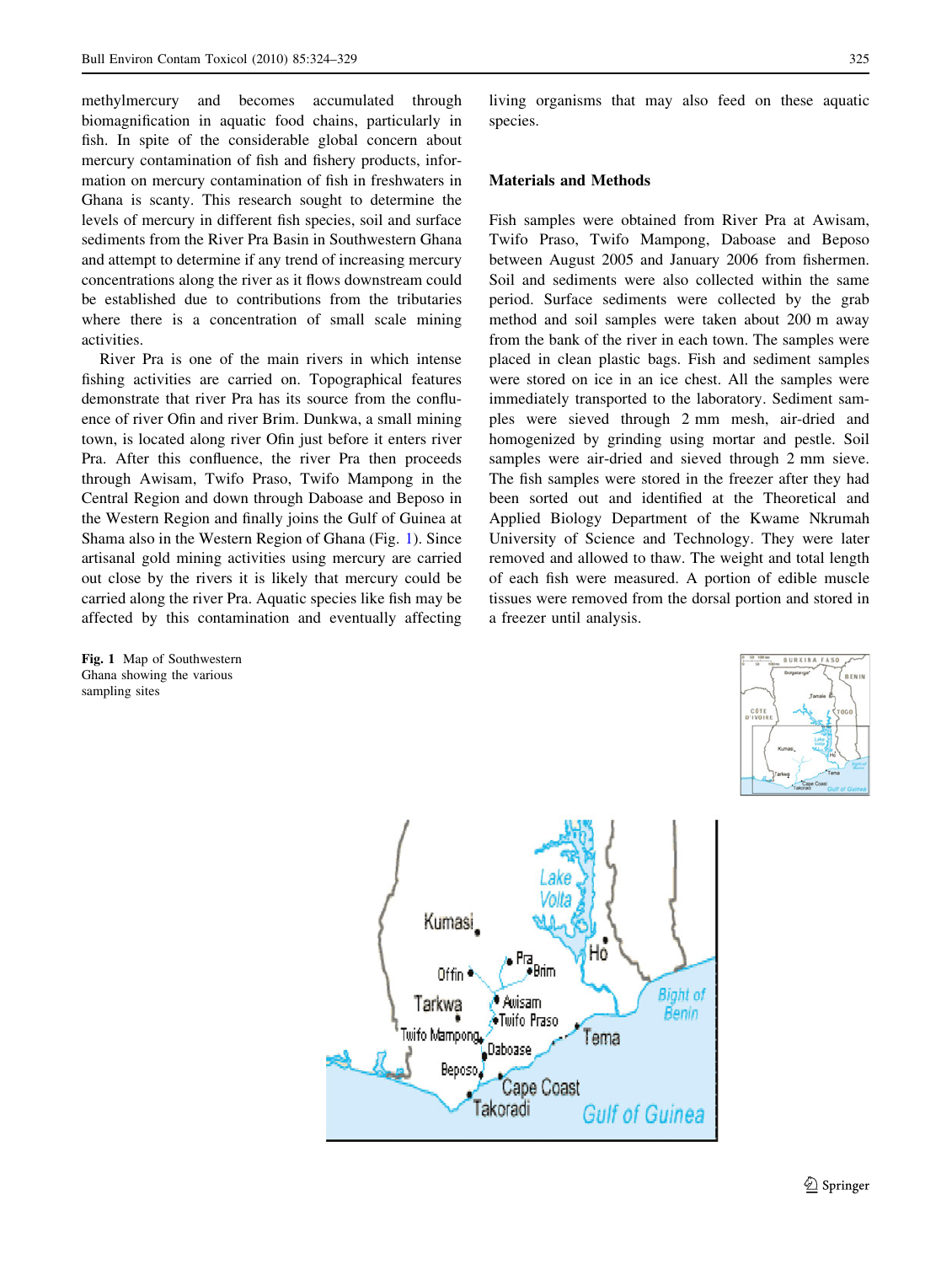methylmercury and becomes accumulated through biomagnification in aquatic food chains, particularly in fish. In spite of the considerable global concern about mercury contamination of fish and fishery products, information on mercury contamination of fish in freshwaters in Ghana is scanty. This research sought to determine the levels of mercury in different fish species, soil and surface sediments from the River Pra Basin in Southwestern Ghana and attempt to determine if any trend of increasing mercury concentrations along the river as it flows downstream could be established due to contributions from the tributaries where there is a concentration of small scale mining activities.

River Pra is one of the main rivers in which intense fishing activities are carried on. Topographical features demonstrate that river Pra has its source from the confluence of river Ofin and river Brim. Dunkwa, a small mining town, is located along river Ofin just before it enters river Pra. After this confluence, the river Pra then proceeds through Awisam, Twifo Praso, Twifo Mampong in the Central Region and down through Daboase and Beposo in the Western Region and finally joins the Gulf of Guinea at Shama also in the Western Region of Ghana (Fig. 1). Since artisanal gold mining activities using mercury are carried out close by the rivers it is likely that mercury could be carried along the river Pra. Aquatic species like fish may be affected by this contamination and eventually affecting living organisms that may also feed on these aquatic species.

## Materials and Methods

Fish samples were obtained from River Pra at Awisam, Twifo Praso, Twifo Mampong, Daboase and Beposo between August 2005 and January 2006 from fishermen. Soil and sediments were also collected within the same period. Surface sediments were collected by the grab method and soil samples were taken about 200 m away from the bank of the river in each town. The samples were placed in clean plastic bags. Fish and sediment samples were stored on ice in an ice chest. All the samples were immediately transported to the laboratory. Sediment samples were sieved through 2 mm mesh, air-dried and homogenized by grinding using mortar and pestle. Soil samples were air-dried and sieved through 2 mm sieve. The fish samples were stored in the freezer after they had been sorted out and identified at the Theoretical and Applied Biology Department of the Kwame Nkrumah University of Science and Technology. They were later removed and allowed to thaw. The weight and total length of each fish were measured. A portion of edible muscle tissues were removed from the dorsal portion and stored in a freezer until analysis.

**Fig. 1** Map of Southwestern Ghana showing the various sampling sites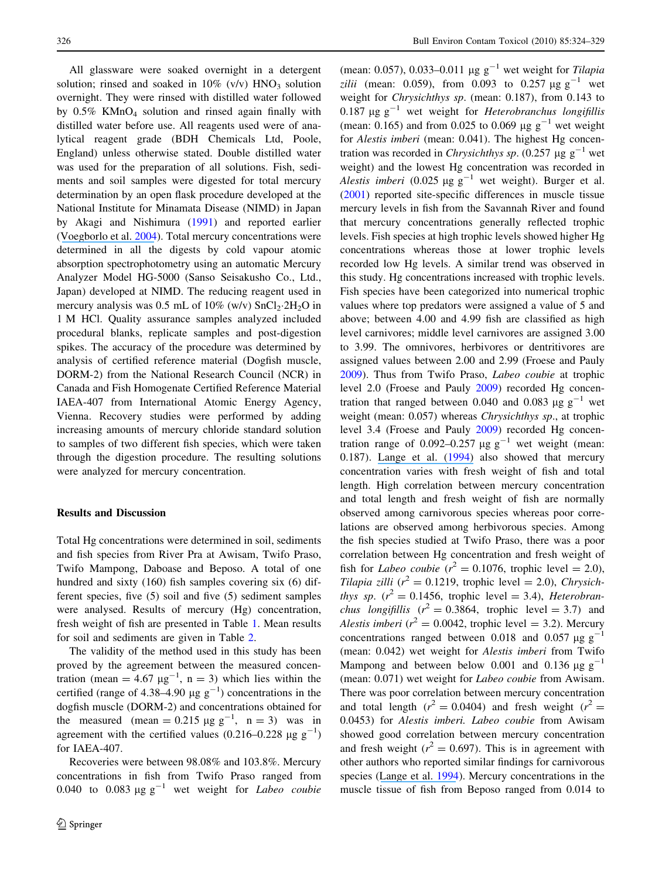All glassware were soaked overnight in a detergent solution; rinsed and soaked in 10% (v/v) $HNO_3$ solution overnight. They were rinsed with distilled water followed by 0.5% $KMnO_4$ solution and rinsed again finally with distilled water before use. All reagents used were of analytical reagent grade (BDH Chemicals Ltd, Poole, England) unless otherwise stated. Double distilled water was used for the preparation of all solutions. Fish, sediments and soil samples were digested for total mercury determination by an open flask procedure developed at the National Institute for Minamata Disease (NIMD) in Japan by Akagi and Nishimura (1991) and reported earlier (Voegborlo et al. 2004). Total mercury concentrations were determined in all the digests by cold vapour atomic absorption spectrophotometry using an automatic Mercury Analyzer Model HG-5000 (Sanso Seisakusho Co., Ltd., Japan) developed at NIMD. The reducing reagent used in mercury analysis was 0.5 mL of 10% (w/v) $SnCl_2 \cdot 2H_2O$ in 1 M HCl. Quality assurance samples analyzed included procedural blanks, replicate samples and post-digestion spikes. The accuracy of the procedure was determined by analysis of certified reference material (Dogfish muscle, DORM-2) from the National Research Council (NCR) in Canada and Fish Homogenate Certified Reference Material IAEA-407 from International Atomic Energy Agency, Vienna. Recovery studies were performed by adding increasing amounts of mercury chloride standard solution to samples of two different fish species, which were taken through the digestion procedure. The resulting solutions were analyzed for mercury concentration.

## Results and Discussion

Total Hg concentrations were determined in soil, sediments and fish species from River Pra at Awisam, Twifo Praso, Twifo Mampong, Daboase and Beposo. A total of one hundred and sixty (160) fish samples covering six (6) different species, five (5) soil and five (5) sediment samples were analysed. Results of mercury (Hg) concentration, fresh weight of fish are presented in Table 1. Mean results for soil and sediments are given in Table 2.

The validity of the method used in this study has been proved by the agreement between the measured concentration (mean = 4.67 $\mu g^{-1}$, n = 3) which lies within the certified (range of 4.38–4.90 $\mu g\ g^{-1}$) concentrations in the dogfish muscle (DORM-2) and concentrations obtained for the measured (mean = 0.215 $\mu g\ g^{-1}$, n = 3) was in agreement with the certified values (0.216–0.228 $\mu g\ g^{-1}$) for IAEA-407.

Recoveries were between 98.08% and 103.8%. Mercury concentrations in fish from Twifo Praso ranged from 0.040 to 0.083 $\mu g\ g^{-1}$ wet weight for *Labeo coubie* (mean: 0.057), 0.033–0.011 $\mu g\ g^{-1}$ wet weight for *Tilapia zilii* (mean: 0.059), from 0.093 to 0.257 $\mu g\ g^{-1}$ wet weight for *Chrysichthys sp*. (mean: 0.187), from 0.143 to 0.187 $\mu g\ g^{-1}$ wet weight for *Heterobranchus longifillis* (mean: 0.165) and from 0.025 to 0.069 $\mu g\ g^{-1}$ wet weight for *Alestis imberi* (mean: 0.041). The highest Hg concentration was recorded in *Chrysichthys sp*. (0.257 $\mu g\ g^{-1}$ wet weight) and the lowest Hg concentration was recorded in *Alestis imberi* (0.025 $\mu g\ g^{-1}$ wet weight). Burger et al. (2001) reported site-specific differences in muscle tissue mercury levels in fish from the Savannah River and found that mercury concentrations generally reflected trophic levels. Fish species at high trophic levels showed higher Hg concentrations whereas those at lower trophic levels recorded low Hg levels. A similar trend was observed in this study. Hg concentrations increased with trophic levels. Fish species have been categorized into numerical trophic values where top predators were assigned a value of 5 and above; between 4.00 and 4.99 fish are classified as high level carnivores; middle level carnivores are assigned 3.00 to 3.99. The omnivores, herbivores or dentritivores are assigned values between 2.00 and 2.99 (Froese and Pauly 2009). Thus from Twifo Praso, *Labeo coubie* at trophic level 2.0 (Froese and Pauly 2009) recorded Hg concentration that ranged between 0.040 and 0.083 $\mu g\ g^{-1}$ wet weight (mean: 0.057) whereas *Chrysichthys sp*., at trophic level 3.4 (Froese and Pauly 2009) recorded Hg concentration range of 0.092–0.257 $\mu g\ g^{-1}$ wet weight (mean: 0.187). Lange et al. (1994) also showed that mercury concentration varies with fresh weight of fish and total length. High correlation between mercury concentration and total length and fresh weight of fish are normally observed among carnivorous species whereas poor correlations are observed among herbivorous species. Among the fish species studied at Twifo Praso, there was a poor correlation between Hg concentration and fresh weight of fish for *Labeo coubie* ($r^2 = 0.1076$, trophic level = 2.0), *Tilapia zilli* ($r^2 = 0.1219$, trophic level = 2.0), *Chrysichthys sp*. ($r^2 = 0.1456$, trophic level = 3.4), *Heterobranchus longifillis* ($r^2 = 0.3864$, trophic level = 3.7) and *Alestis imberi* ($r^2 = 0.0042$, trophic level = 3.2). Mercury concentrations ranged between 0.018 and 0.057 $\mu g\ g^{-1}$ (mean: 0.042) wet weight for *Alestis imberi* from Twifo Mampong and between below 0.001 and 0.136 $\mu g\ g^{-1}$ (mean: 0.071) wet weight for *Labeo coubie* from Awisam. There was poor correlation between mercury concentration and total length ($r^2 = 0.0404$) and fresh weight ($r^2 = 0.0453$) for *Alestis imberi. Labeo coubie* from Awisam showed good correlation between mercury concentration and fresh weight ($r^2 = 0.697$). This is in agreement with other authors who reported similar findings for carnivorous species (Lange et al. 1994). Mercury concentrations in the muscle tissue of fish from Beposo ranged from 0.014 to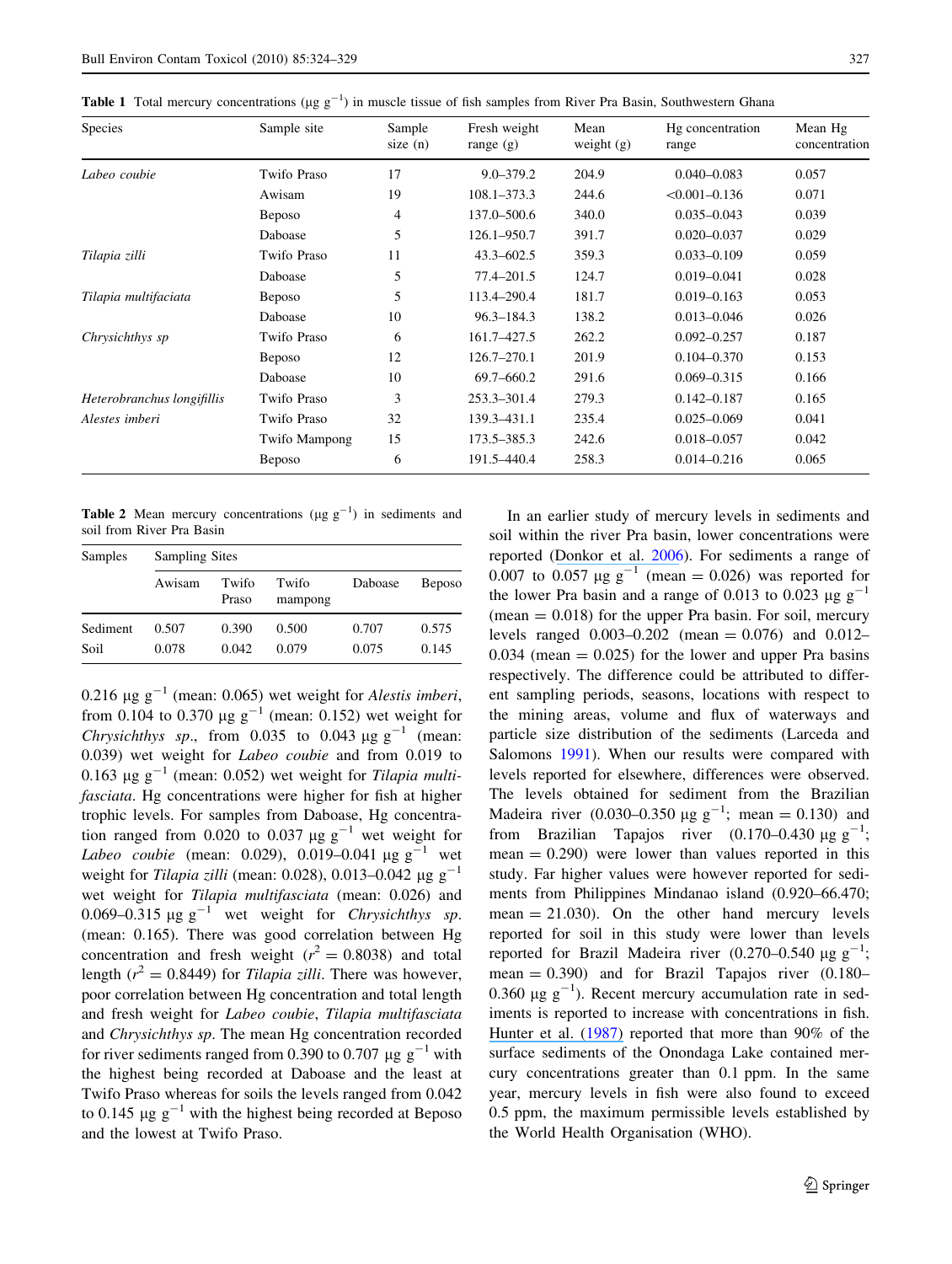**Table 1** Total mercury concentrations (μg $g^{-1}$) in muscle tissue of fish samples from River Pra Basin, Southwestern Ghana

| Species | Sample site | Sample size (n) | Fresh weight range (g) | Mean weight (g) | Hg concentration range | Mean Hg concentration |
|---|---|---|---|---|---|---|
| *Labeo coubie* | Twifo Praso | 17 | 9.0–379.2 | 204.9 | 0.040–0.083 | 0.057 |
| | Awisam | 19 | 108.1–373.3 | 244.6 | <0.001–0.136 | 0.071 |
| | Beposo | 4 | 137.0–500.6 | 340.0 | 0.035–0.043 | 0.039 |
| | Daboase | 5 | 126.1–950.7 | 391.7 | 0.020–0.037 | 0.029 |
| *Tilapia zilli* | Twifo Praso | 11 | 43.3–602.5 | 359.3 | 0.033–0.109 | 0.059 |
| | Daboase | 5 | 77.4–201.5 | 124.7 | 0.019–0.041 | 0.028 |
| *Tilapia multifaciata* | Beposo | 5 | 113.4–290.4 | 181.7 | 0.019–0.163 | 0.053 |
| | Daboase | 10 | 96.3–184.3 | 138.2 | 0.013–0.046 | 0.026 |
| *Chrysichthys sp* | Twifo Praso | 6 | 161.7–427.5 | 262.2 | 0.092–0.257 | 0.187 |
| | Beposo | 12 | 126.7–270.1 | 201.9 | 0.104–0.370 | 0.153 |
| | Daboase | 10 | 69.7–660.2 | 291.6 | 0.069–0.315 | 0.166 |
| *Heterobranchus longifillis* | Twifo Praso | 3 | 253.3–301.4 | 279.3 | 0.142–0.187 | 0.165 |
| *Alestes imberi* | Twifo Praso | 32 | 139.3–431.1 | 235.4 | 0.025–0.069 | 0.041 |
| | Twifo Mampong | 15 | 173.5–385.3 | 242.6 | 0.018–0.057 | 0.042 |
| | Beposo | 6 | 191.5–440.4 | 258.3 | 0.014–0.216 | 0.065 |

**Table 2** Mean mercury concentrations (μg $g^{-1}$) in sediments and soil from River Pra Basin

| Samples | Sampling Sites | | | | |
|---|---|---|---|---|---|
| | Awisam | Twifo Praso | Twifo mampong | Daboase | Beposo |
| Sediment | 0.507 | 0.390 | 0.500 | 0.707 | 0.575 |
| Soil | 0.078 | 0.042 | 0.079 | 0.075 | 0.145 |

0.216 μg $g^{-1}$ (mean: 0.065) wet weight for *Alestis imberi*, from 0.104 to 0.370 μg $g^{-1}$ (mean: 0.152) wet weight for *Chrysichthys sp*., from 0.035 to 0.043 μg $g^{-1}$ (mean: 0.039) wet weight for *Labeo coubie* and from 0.019 to 0.163 μg $g^{-1}$ (mean: 0.052) wet weight for *Tilapia multifasciata*. Hg concentrations were higher for fish at higher trophic levels. For samples from Daboase, Hg concentration ranged from 0.020 to 0.037 μg $g^{-1}$ wet weight for *Labeo coubie* (mean: 0.029), 0.019–0.041 μg $g^{-1}$ wet weight for *Tilapia zilli* (mean: 0.028), 0.013–0.042 μg $g^{-1}$ wet weight for *Tilapia multfasciata* (mean: 0.026) and 0.069–0.315 μg $g^{-1}$ wet weight for *Chrysichthys sp*. (mean: 0.165). There was good correlation between Hg concentration and fresh weight ($r^2 = 0.8038$) and total length ($r^2 = 0.8449$) for *Tilapia zilli*. There was however, poor correlation between Hg concentration and total length and fresh weight for *Labeo coubie*, *Tilapia multifasciata* and *Chrysichthys sp*. The mean Hg concentration recorded for river sediments ranged from 0.390 to 0.707 μg $g^{-1}$ with the highest being recorded at Daboase and the least at Twifo Praso whereas for soils the levels ranged from 0.042 to 0.145 μg $g^{-1}$ with the highest being recorded at Beposo and the lowest at Twifo Praso.

In an earlier study of mercury levels in sediments and soil within the river Pra basin, lower concentrations were reported (Donkor et al. 2006). For sediments a range of 0.007 to 0.057 μg $g^{-1}$ (mean = 0.026) was reported for the lower Pra basin and a range of 0.013 to 0.023 μg $g^{-1}$ (mean = 0.018) for the upper Pra basin. For soil, mercury levels ranged 0.003–0.202 (mean = 0.076) and 0.012–0.034 (mean = 0.025) for the lower and upper Pra basins respectively. The difference could be attributed to different sampling periods, seasons, locations with respect to the mining areas, volume and flux of waterways and particle size distribution of the sediments (Larceda and Salomons 1991). When our results were compared with levels reported for elsewhere, differences were observed. The levels obtained for sediment from the Brazilian Madeira river (0.030–0.350 μg $g^{-1}$; mean = 0.130) and from Brazilian Tapajos river (0.170–0.430 μg $g^{-1}$; mean = 0.290) were lower than values reported in this study. Far higher values were however reported for sediments from Philippines Mindanao island (0.920–66.470; mean = 21.030). On the other hand mercury levels reported for soil in this study were lower than levels reported for Brazil Madeira river (0.270–0.540 μg $g^{-1}$; mean = 0.390) and for Brazil Tapajos river (0.180–0.360 μg $g^{-1}$). Recent mercury accumulation rate in sediments is reported to increase with concentrations in fish. Hunter et al. (1987) reported that more than 90% of the surface sediments of the Onondaga Lake contained mercury concentrations greater than 0.1 ppm. In the same year, mercury levels in fish were also found to exceed 0.5 ppm, the maximum permissible levels established by the World Health Organisation (WHO).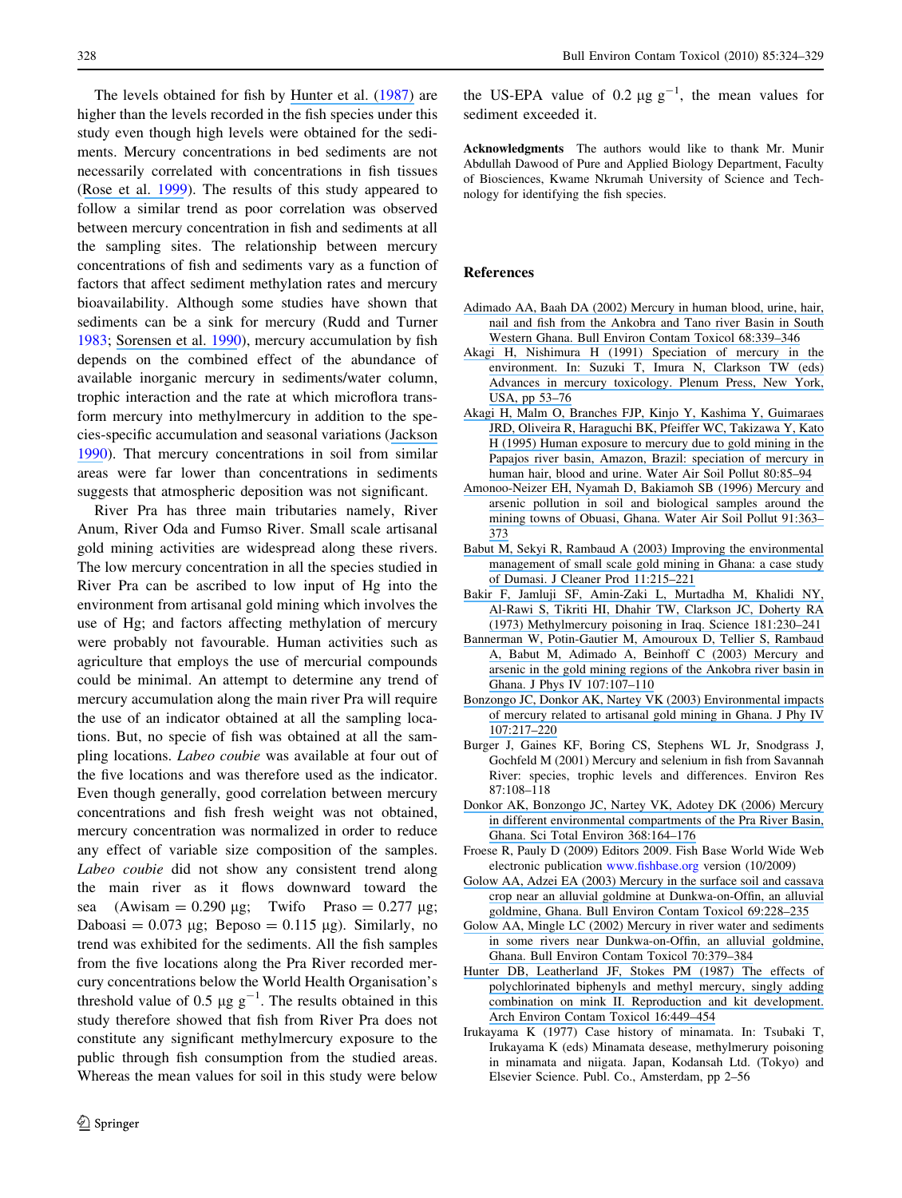The levels obtained for fish by Hunter et al. (1987) are higher than the levels recorded in the fish species under this study even though high levels were obtained for the sediments. Mercury concentrations in bed sediments are not necessarily correlated with concentrations in fish tissues (Rose et al. 1999). The results of this study appeared to follow a similar trend as poor correlation was observed between mercury concentration in fish and sediments at all the sampling sites. The relationship between mercury concentrations of fish and sediments vary as a function of factors that affect sediment methylation rates and mercury bioavailability. Although some studies have shown that sediments can be a sink for mercury (Rudd and Turner 1983; Sorensen et al. 1990), mercury accumulation by fish depends on the combined effect of the abundance of available inorganic mercury in sediments/water column, trophic interaction and the rate at which microflora transform mercury into methylmercury in addition to the species-specific accumulation and seasonal variations (Jackson 1990). That mercury concentrations in soil from similar areas were far lower than concentrations in sediments suggests that atmospheric deposition was not significant.

River Pra has three main tributaries namely, River Anum, River Oda and Fumso River. Small scale artisanal gold mining activities are widespread along these rivers. The low mercury concentration in all the species studied in River Pra can be ascribed to low input of Hg into the environment from artisanal gold mining which involves the use of Hg; and factors affecting methylation of mercury were probably not favourable. Human activities such as agriculture that employs the use of mercurial compounds could be minimal. An attempt to determine any trend of mercury accumulation along the main river Pra will require the use of an indicator obtained at all the sampling locations. But, no specie of fish was obtained at all the sampling locations. *Labeo coubie* was available at four out of the five locations and was therefore used as the indicator. Even though generally, good correlation between mercury concentrations and fish fresh weight was not obtained, mercury concentration was normalized in order to reduce any effect of variable size composition of the samples. *Labeo coubie* did not show any consistent trend along the main river as it flows downward toward the sea (Awisam = 0.290 μg; Twifo Praso = 0.277 μg; Daboasi = 0.073 μg; Beposo = 0.115 μg). Similarly, no trend was exhibited for the sediments. All the fish samples from the five locations along the Pra River recorded mercury concentrations below the World Health Organisation's threshold value of 0.5 μg $g^{-1}$. The results obtained in this study therefore showed that fish from River Pra does not constitute any significant methylmercury exposure to the public through fish consumption from the studied areas. Whereas the mean values for soil in this study were below the US-EPA value of 0.2 μg $g^{-1}$, the mean values for sediment exceeded it.

**Acknowledgments** The authors would like to thank Mr. Munir Abdullah Dawood of Pure and Applied Biology Department, Faculty of Biosciences, Kwame Nkrumah University of Science and Technology for identifying the fish species.

## References

Adimado AA, Baah DA (2002) Mercury in human blood, urine, hair, nail and fish from the Ankobra and Tano river Basin in South Western Ghana. Bull Environ Contam Toxicol 68:339–346

Akagi H, Nishimura H (1991) Speciation of mercury in the environment. In: Suzuki T, Imura N, Clarkson TW (eds) Advances in mercury toxicology. Plenum Press, New York, USA, pp 53–76

Akagi H, Malm O, Branches FJP, Kinjo Y, Kashima Y, Guimaraes JRD, Oliveira R, Haraguchi BK, Pfeiffer WC, Takizawa Y, Kato H (1995) Human exposure to mercury due to gold mining in the Papajos river basin, Amazon, Brazil: speciation of mercury in human hair, blood and urine. Water Air Soil Pollut 80:85–94

Amonoo-Neizer EH, Nyamah D, Bakiamoh SB (1996) Mercury and arsenic pollution in soil and biological samples around the mining towns of Obuasi, Ghana. Water Air Soil Pollut 91:363–373

Babut M, Sekyi R, Rambaud A (2003) Improving the environmental management of small scale gold mining in Ghana: a case study of Dumasi. J Cleaner Prod 11:215–221

Bakir F, Jamluji SF, Amin-Zaki L, Murtadha M, Khalidi NY, Al-Rawi S, Tikriti HI, Dhahir TW, Clarkson JC, Doherty RA (1973) Methylmercury poisoning in Iraq. Science 181:230–241

Bannerman W, Potin-Gautier M, Amouroux D, Tellier S, Rambaud A, Babut M, Adimado A, Beinhoff C (2003) Mercury and arsenic in the gold mining regions of the Ankobra river basin in Ghana. J Phys IV 107:107–110

Bonzongo JC, Donkor AK, Nartey VK (2003) Environmental impacts of mercury related to artisanal gold mining in Ghana. J Phy IV 107:217–220

Burger J, Gaines KF, Boring CS, Stephens WL Jr, Snodgrass J, Gochfeld M (2001) Mercury and selenium in fish from Savannah River: species, trophic levels and differences. Environ Res 87:108–118

Donkor AK, Bonzongo JC, Nartey VK, Adotey DK (2006) Mercury in different environmental compartments of the Pra River Basin, Ghana. Sci Total Environ 368:164–176

Froese R, Pauly D (2009) Editors 2009. Fish Base World Wide Web electronic publication www.fishbase.org version (10/2009)

Golow AA, Adzei EA (2003) Mercury in the surface soil and cassava crop near an alluvial goldmine at Dunkwa-on-Offin, an alluvial goldmine, Ghana. Bull Environ Contam Toxicol 69:228–235

Golow AA, Mingle LC (2002) Mercury in river water and sediments in some rivers near Dunkwa-on-Offin, an alluvial goldmine, Ghana. Bull Environ Contam Toxicol 70:379–384

Hunter DB, Leatherland JF, Stokes PM (1987) The effects of polychlorinated biphenyls and methyl mercury, singly adding combination on mink II. Reproduction and kit development. Arch Environ Contam Toxicol 16:449–454

Irukayama K (1977) Case history of minamata. In: Tsubaki T, Irukayama K (eds) Minamata desease, methylmerury poisoning in minamata and niigata. Japan, Kodansah Ltd. (Tokyo) and Elsevier Science. Publ. Co., Amsterdam, pp 2–56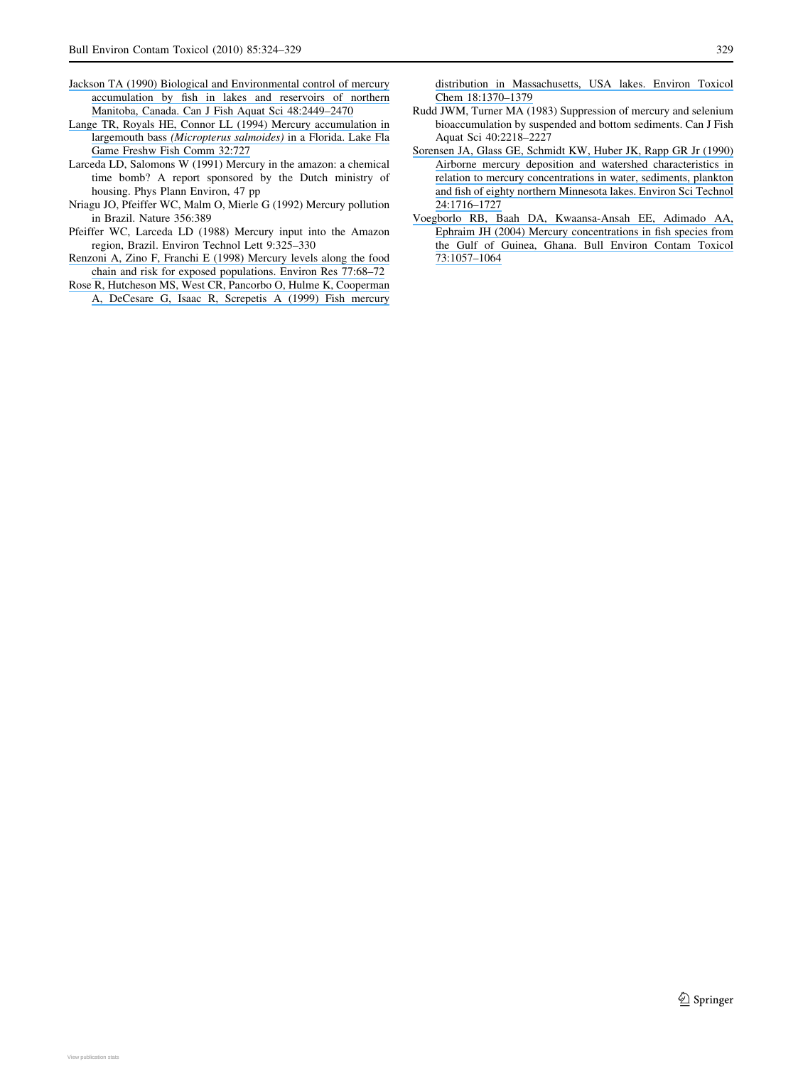Jackson TA (1990) Biological and Environmental control of mercury accumulation by fish in lakes and reservoirs of northern Manitoba, Canada. Can J Fish Aquat Sci 48:2449–2470

Lange TR, Royals HE, Connor LL (1994) Mercury accumulation in largemouth bass *(Micropterus salmoides)* in a Florida. Lake Fla Game Freshw Fish Comm 32:727

Larceda LD, Salomons W (1991) Mercury in the amazon: a chemical time bomb? A report sponsored by the Dutch ministry of housing. Phys Plann Environ, 47 pp

Nriagu JO, Pfeiffer WC, Malm O, Mierle G (1992) Mercury pollution in Brazil. Nature 356:389

Pfeiffer WC, Larceda LD (1988) Mercury input into the Amazon region, Brazil. Environ Technol Lett 9:325–330

Renzoni A, Zino F, Franchi E (1998) Mercury levels along the food chain and risk for exposed populations. Environ Res 77:68–72

Rose R, Hutcheson MS, West CR, Pancorbo O, Hulme K, Cooperman A, DeCesare G, Isaac R, Screpetis A (1999) Fish mercury distribution in Massachusetts, USA lakes. Environ Toxicol Chem 18:1370–1379

Rudd JWM, Turner MA (1983) Suppression of mercury and selenium bioaccumulation by suspended and bottom sediments. Can J Fish Aquat Sci 40:2218–2227

Sorensen JA, Glass GE, Schmidt KW, Huber JK, Rapp GR Jr (1990) Airborne mercury deposition and watershed characteristics in relation to mercury concentrations in water, sediments, plankton and fish of eighty northern Minnesota lakes. Environ Sci Technol 24:1716–1727

Voegborlo RB, Baah DA, Kwaansa-Ansah EE, Adimado AA, Ephraim JH (2004) Mercury concentrations in fish species from the Gulf of Guinea, Ghana. Bull Environ Contam Toxicol 73:1057–1064